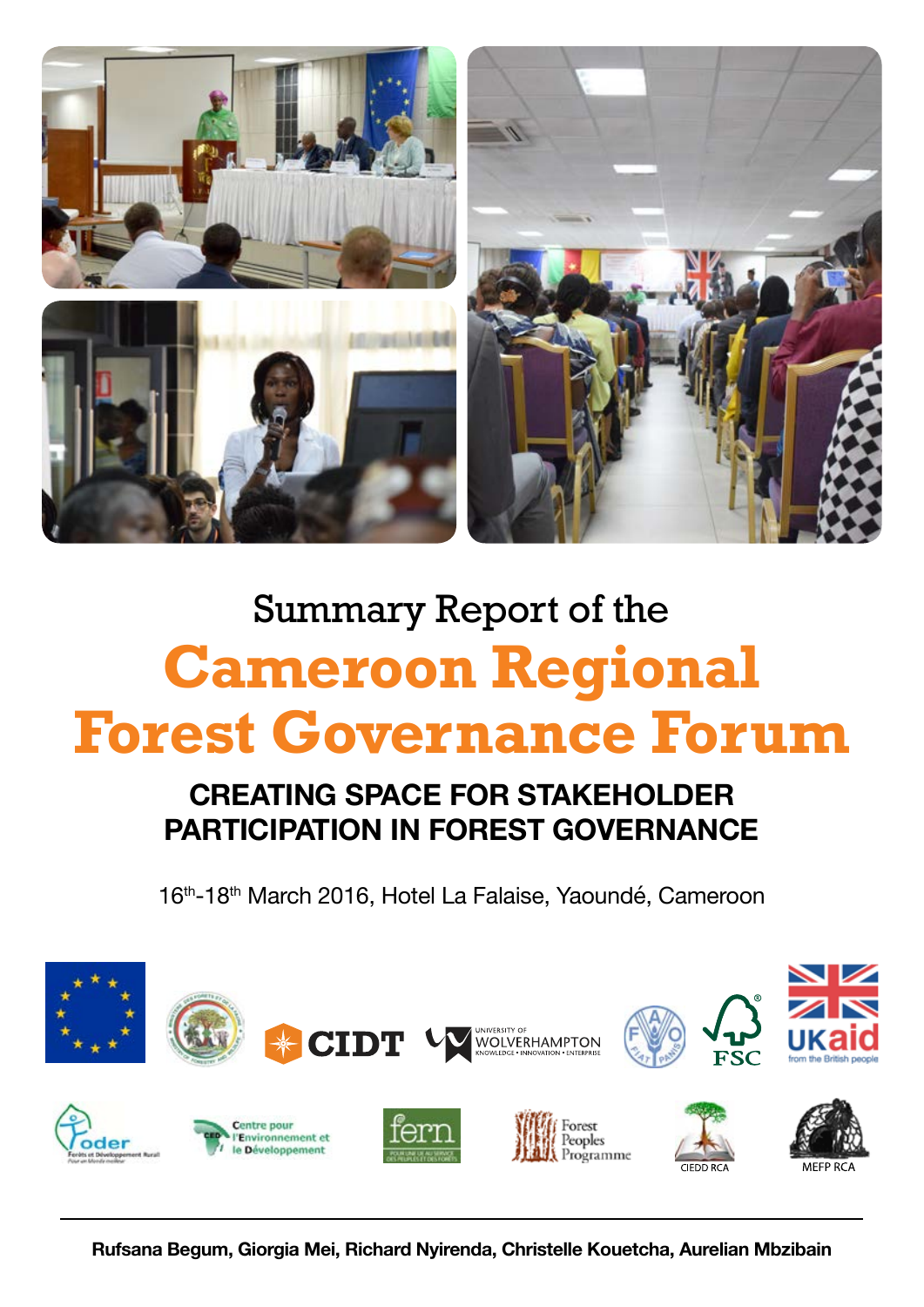Summary Report of the

# Cameroon Regional Forest Governance Forum

## CREATING SPACE FOR STAKEHOLDER PARTICIPATION IN FOREST GOVERNANCE

16th-18th March 2016, Hotel La Falaise, Yaoundé, Cameroon

Rufsana Begum, Giorgia Mei, Richard Nyirenda, Christelle Kouetcha, Aurelian Mbzibain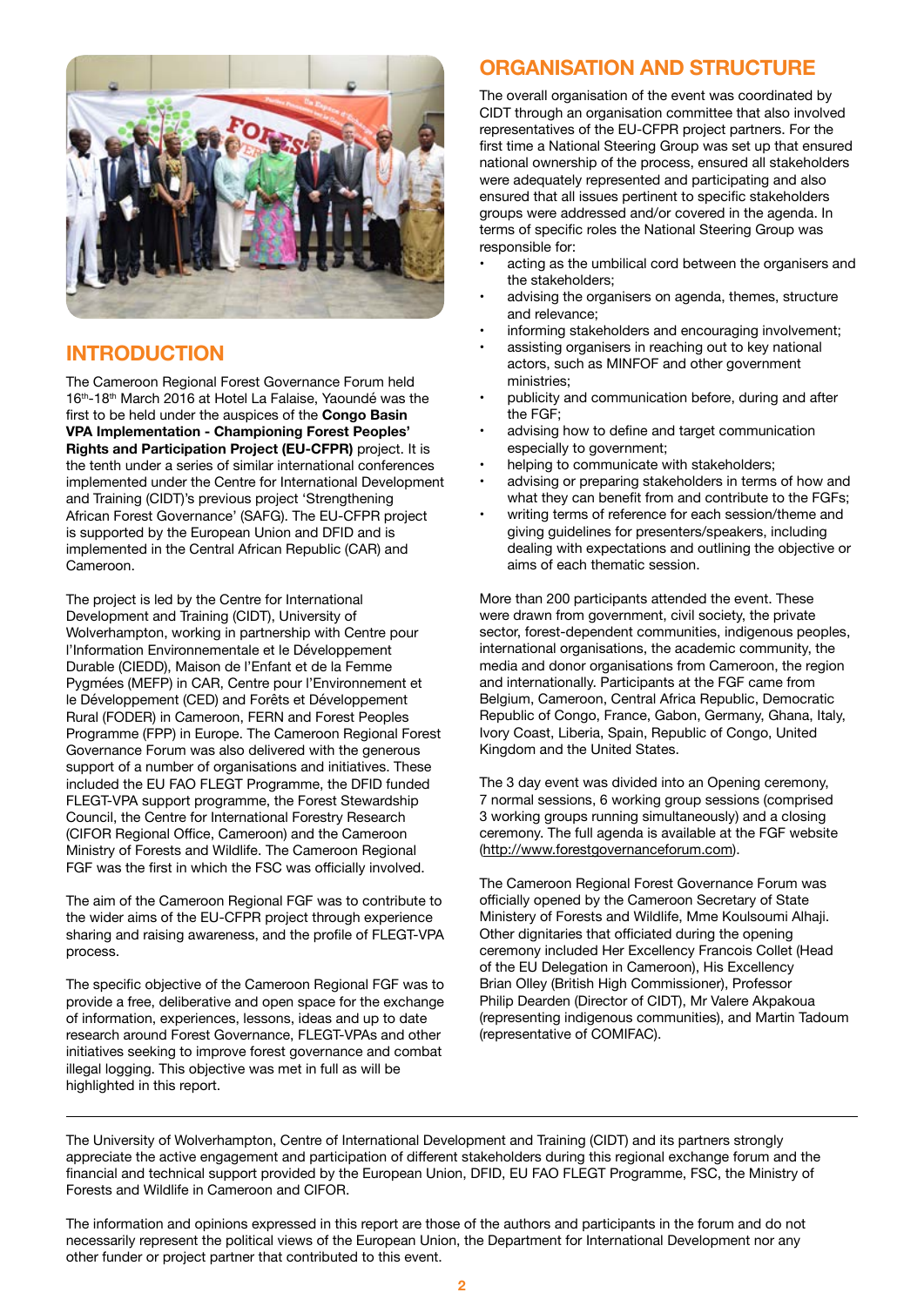## INTRODUCTION

The Cameroon Regional Forest Governance Forum held 16th-18th March 2016 at Hotel La Falaise, Yaoundé was the first to be held under the auspices of the **Congo Basin VPA Implementation - Championing Forest Peoples' Rights and Participation Project (EU-CFPR)** project. It is the tenth under a series of similar international conferences implemented under the Centre for International Development and Training (CIDT)'s previous project 'Strengthening African Forest Governance' (SAFG). The EU-CFPR project is supported by the European Union and DFID and is implemented in the Central African Republic (CAR) and Cameroon.

The project is led by the Centre for International Development and Training (CIDT), University of Wolverhampton, working in partnership with Centre pour l'Information Environnementale et le Développement Durable (CIEDD), Maison de l'Enfant et de la Femme Pygmées (MEFP) in CAR, Centre pour l'Environnement et le Développement (CED) and Forêts et Développement Rural (FODER) in Cameroon, FERN and Forest Peoples Programme (FPP) in Europe. The Cameroon Regional Forest Governance Forum was also delivered with the generous support of a number of organisations and initiatives. These included the EU FAO FLEGT Programme, the DFID funded FLEGT-VPA support programme, the Forest Stewardship Council, the Centre for International Forestry Research (CIFOR Regional Office, Cameroon) and the Cameroon Ministry of Forests and Wildlife. The Cameroon Regional FGF was the first in which the FSC was officially involved.

The aim of the Cameroon Regional FGF was to contribute to the wider aims of the EU-CFPR project through experience sharing and raising awareness, and the profile of FLEGT-VPA process.

The specific objective of the Cameroon Regional FGF was to provide a free, deliberative and open space for the exchange of information, experiences, lessons, ideas and up to date research around Forest Governance, FLEGT-VPAs and other initiatives seeking to improve forest governance and combat illegal logging. This objective was met in full as will be highlighted in this report.

## ORGANISATION AND STRUCTURE

The overall organisation of the event was coordinated by CIDT through an organisation committee that also involved representatives of the EU-CFPR project partners. For the first time a National Steering Group was set up that ensured national ownership of the process, ensured all stakeholders were adequately represented and participating and also ensured that all issues pertinent to specific stakeholders groups were addressed and/or covered in the agenda. In terms of specific roles the National Steering Group was responsible for:

- acting as the umbilical cord between the organisers and the stakeholders;
- advising the organisers on agenda, themes, structure and relevance;
- informing stakeholders and encouraging involvement;
- assisting organisers in reaching out to key national actors, such as MINFOF and other government ministries;
- publicity and communication before, during and after the FGF;
- advising how to define and target communication especially to government;
- helping to communicate with stakeholders;
- advising or preparing stakeholders in terms of how and what they can benefit from and contribute to the FGFs;
- writing terms of reference for each session/theme and giving guidelines for presenters/speakers, including dealing with expectations and outlining the objective or aims of each thematic session.

More than 200 participants attended the event. These were drawn from government, civil society, the private sector, forest-dependent communities, indigenous peoples, international organisations, the academic community, the media and donor organisations from Cameroon, the region and internationally. Participants at the FGF came from Belgium, Cameroon, Central Africa Republic, Democratic Republic of Congo, France, Gabon, Germany, Ghana, Italy, Ivory Coast, Liberia, Spain, Republic of Congo, United Kingdom and the United States.

The 3 day event was divided into an Opening ceremony, 7 normal sessions, 6 working group sessions (comprised 3 working groups running simultaneously) and a closing ceremony. The full agenda is available at the FGF website (http://www.forestgovernanceforum.com).

The Cameroon Regional Forest Governance Forum was officially opened by the Cameroon Secretary of State Ministery of Forests and Wildlife, Mme Koulsoumi Alhaji. Other dignitaries that officiated during the opening ceremony included Her Excellency Francois Collet (Head of the EU Delegation in Cameroon), His Excellency Brian Olley (British High Commissioner), Professor Philip Dearden (Director of CIDT), Mr Valere Akpakoua (representing indigenous communities), and Martin Tadoum (representative of COMIFAC).

---

The University of Wolverhampton, Centre of International Development and Training (CIDT) and its partners strongly appreciate the active engagement and participation of different stakeholders during this regional exchange forum and the financial and technical support provided by the European Union, DFID, EU FAO FLEGT Programme, FSC, the Ministry of Forests and Wildlife in Cameroon and CIFOR.

The information and opinions expressed in this report are those of the authors and participants in the forum and do not necessarily represent the political views of the European Union, the Department for International Development nor any other funder or project partner that contributed to this event.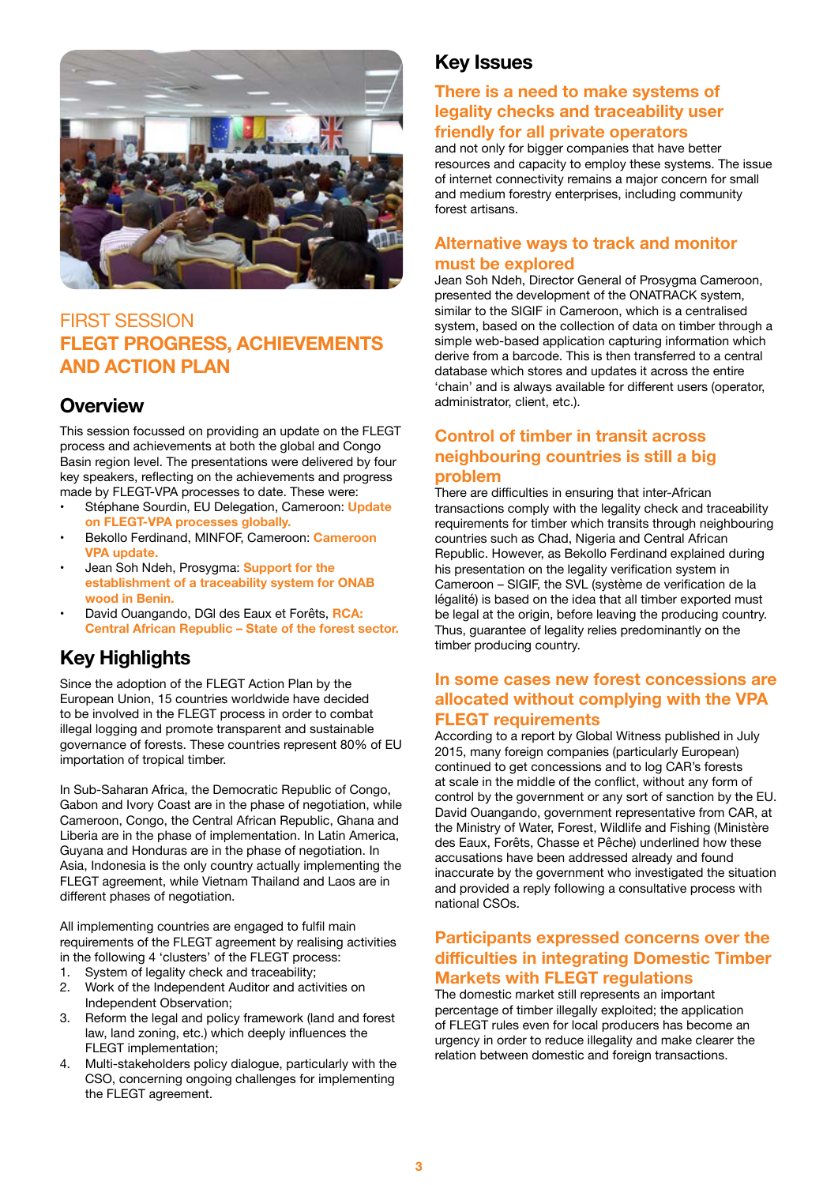## FIRST SESSION
## FLEGT PROGRESS, ACHIEVEMENTS AND ACTION PLAN

### Overview

This session focussed on providing an update on the FLEGT process and achievements at both the global and Congo Basin region level. The presentations were delivered by four key speakers, reflecting on the achievements and progress made by FLEGT-VPA processes to date. These were:

- Stéphane Sourdin, EU Delegation, Cameroon: **Update on FLEGT-VPA processes globally.**
- Bekollo Ferdinand, MINFOF, Cameroon: **Cameroon VPA update.**
- Jean Soh Ndeh, Prosygma: **Support for the establishment of a traceability system for ONAB wood in Benin.**
- David Ouangando, DGI des Eaux et Forêts, **RCA: Central African Republic – State of the forest sector.**

### Key Highlights

Since the adoption of the FLEGT Action Plan by the European Union, 15 countries worldwide have decided to be involved in the FLEGT process in order to combat illegal logging and promote transparent and sustainable governance of forests. These countries represent 80% of EU importation of tropical timber.

In Sub-Saharan Africa, the Democratic Republic of Congo, Gabon and Ivory Coast are in the phase of negotiation, while Cameroon, Congo, the Central African Republic, Ghana and Liberia are in the phase of implementation. In Latin America, Guyana and Honduras are in the phase of negotiation. In Asia, Indonesia is the only country actually implementing the FLEGT agreement, while Vietnam Thailand and Laos are in different phases of negotiation.

All implementing countries are engaged to fulfil main requirements of the FLEGT agreement by realising activities in the following 4 'clusters' of the FLEGT process:

1. System of legality check and traceability;
2. Work of the Independent Auditor and activities on Independent Observation;
3. Reform the legal and policy framework (land and forest law, land zoning, etc.) which deeply influences the FLEGT implementation;
4. Multi-stakeholders policy dialogue, particularly with the CSO, concerning ongoing challenges for implementing the FLEGT agreement.

### Key Issues

#### There is a need to make systems of legality checks and traceability user friendly for all private operators

and not only for bigger companies that have better resources and capacity to employ these systems. The issue of internet connectivity remains a major concern for small and medium forestry enterprises, including community forest artisans.

#### Alternative ways to track and monitor must be explored

Jean Soh Ndeh, Director General of Prosygma Cameroon, presented the development of the ONATRACK system, similar to the SIGIF in Cameroon, which is a centralised system, based on the collection of data on timber through a simple web-based application capturing information which derive from a barcode. This is then transferred to a central database which stores and updates it across the entire 'chain' and is always available for different users (operator, administrator, client, etc.).

#### Control of timber in transit across neighbouring countries is still a big problem

There are difficulties in ensuring that inter-African transactions comply with the legality check and traceability requirements for timber which transits through neighbouring countries such as Chad, Nigeria and Central African Republic. However, as Bekollo Ferdinand explained during his presentation on the legality verification system in Cameroon – SIGIF, the SVL (système de verification de la légalité) is based on the idea that all timber exported must be legal at the origin, before leaving the producing country. Thus, guarantee of legality relies predominantly on the timber producing country.

#### In some cases new forest concessions are allocated without complying with the VPA FLEGT requirements

According to a report by Global Witness published in July 2015, many foreign companies (particularly European) continued to get concessions and to log CAR's forests at scale in the middle of the conflict, without any form of control by the government or any sort of sanction by the EU. David Ouangando, government representative from CAR, at the Ministry of Water, Forest, Wildlife and Fishing (Ministère des Eaux, Forêts, Chasse et Pêche) underlined how these accusations have been addressed already and found inaccurate by the government who investigated the situation and provided a reply following a consultative process with national CSOs.

#### Participants expressed concerns over the difficulties in integrating Domestic Timber Markets with FLEGT regulations

The domestic market still represents an important percentage of timber illegally exploited; the application of FLEGT rules even for local producers has become an urgency in order to reduce illegality and make clearer the relation between domestic and foreign transactions.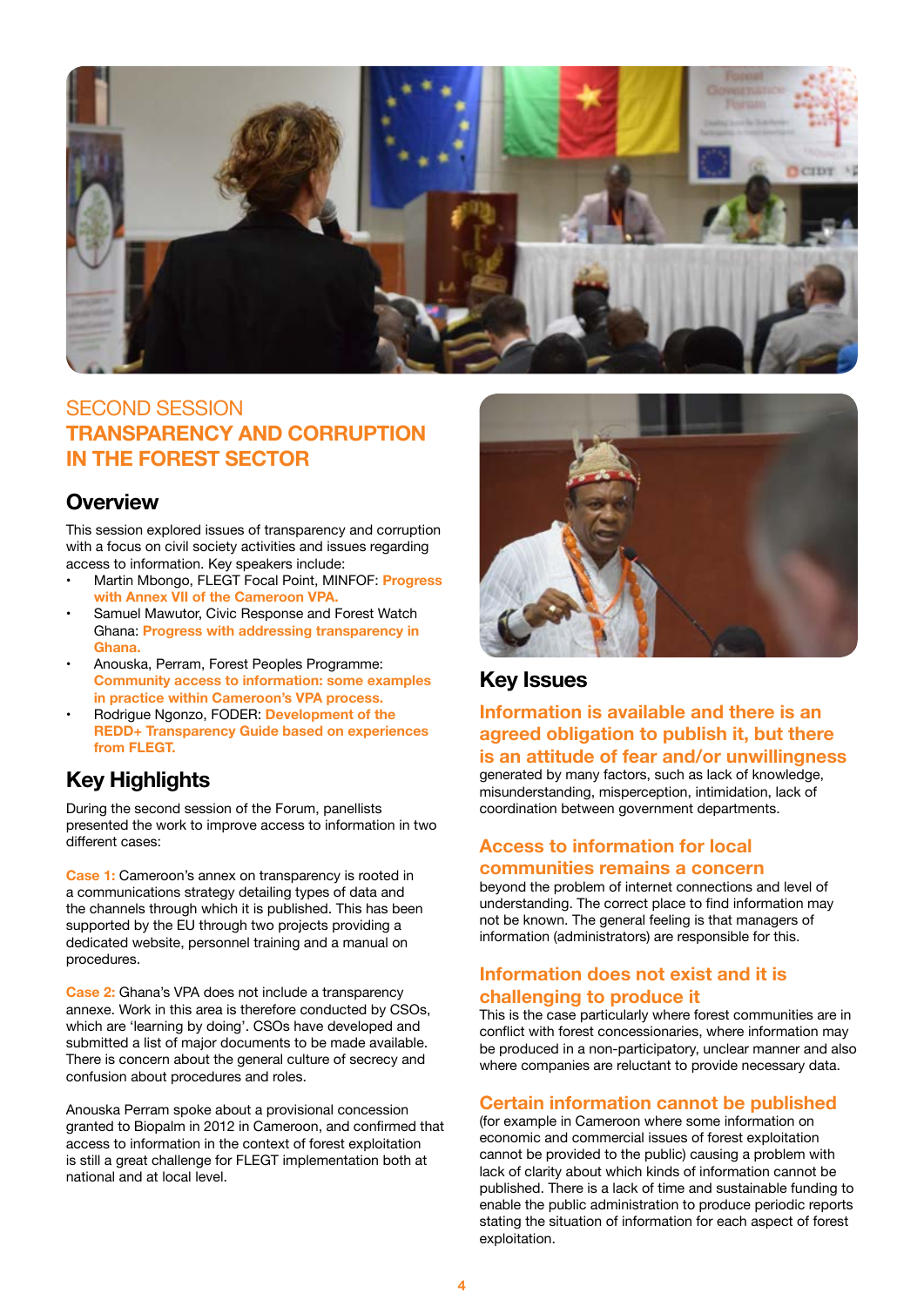SECOND SESSION

# TRANSPARENCY AND CORRUPTION IN THE FOREST SECTOR

## Overview

This session explored issues of transparency and corruption with a focus on civil society activities and issues regarding access to information. Key speakers include:

- Martin Mbongo, FLEGT Focal Point, MINFOF: **Progress with Annex VII of the Cameroon VPA.**
- Samuel Mawutor, Civic Response and Forest Watch Ghana: **Progress with addressing transparency in Ghana.**
- Anouska, Perram, Forest Peoples Programme: **Community access to information: some examples in practice within Cameroon's VPA process.**
- Rodrigue Ngonzo, FODER: **Development of the REDD+ Transparency Guide based on experiences from FLEGT.**

## Key Highlights

During the second session of the Forum, panellists presented the work to improve access to information in two different cases:

**Case 1:** Cameroon's annex on transparency is rooted in a communications strategy detailing types of data and the channels through which it is published. This has been supported by the EU through two projects providing a dedicated website, personnel training and a manual on procedures.

**Case 2:** Ghana's VPA does not include a transparency annexe. Work in this area is therefore conducted by CSOs, which are 'learning by doing'. CSOs have developed and submitted a list of major documents to be made available. There is concern about the general culture of secrecy and confusion about procedures and roles.

Anouska Perram spoke about a provisional concession granted to Biopalm in 2012 in Cameroon, and confirmed that access to information in the context of forest exploitation is still a great challenge for FLEGT implementation both at national and at local level.

## Key Issues

### Information is available and there is an agreed obligation to publish it, but there is an attitude of fear and/or unwillingness

generated by many factors, such as lack of knowledge, misunderstanding, misperception, intimidation, lack of coordination between government departments.

### Access to information for local communities remains a concern

beyond the problem of internet connections and level of understanding. The correct place to find information may not be known. The general feeling is that managers of information (administrators) are responsible for this.

### Information does not exist and it is challenging to produce it

This is the case particularly where forest communities are in conflict with forest concessionaries, where information may be produced in a non-participatory, unclear manner and also where companies are reluctant to provide necessary data.

### Certain information cannot be published

(for example in Cameroon where some information on economic and commercial issues of forest exploitation cannot be provided to the public) causing a problem with lack of clarity about which kinds of information cannot be published. There is a lack of time and sustainable funding to enable the public administration to produce periodic reports stating the situation of information for each aspect of forest exploitation.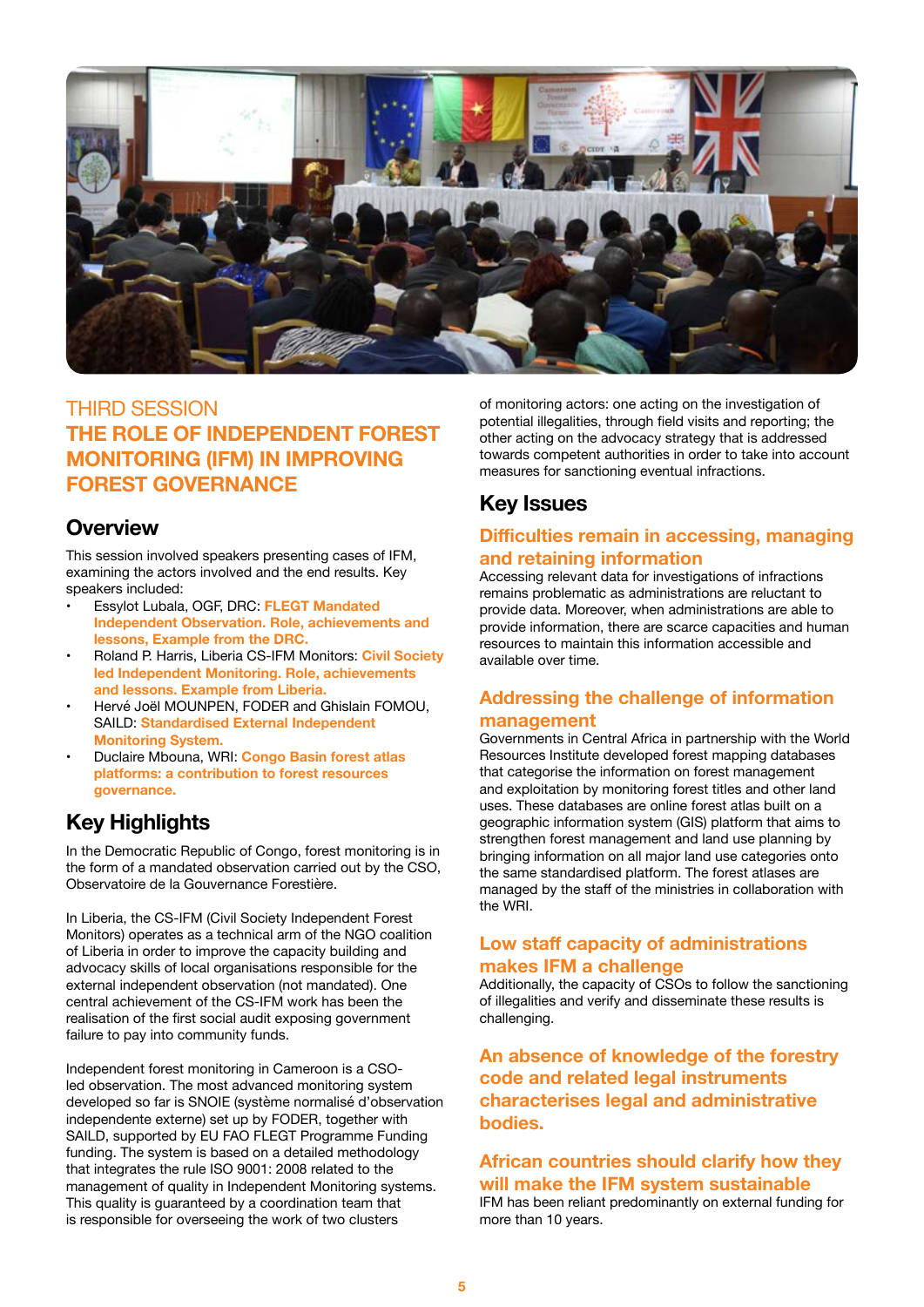## THIRD SESSION

# THE ROLE OF INDEPENDENT FOREST MONITORING (IFM) IN IMPROVING FOREST GOVERNANCE

## Overview

This session involved speakers presenting cases of IFM, examining the actors involved and the end results. Key speakers included:

- Essylot Lubala, OGF, DRC: **FLEGT Mandated Independent Observation. Role, achievements and lessons, Example from the DRC.**
- Roland P. Harris, Liberia CS-IFM Monitors: **Civil Society led Independent Monitoring. Role, achievements and lessons. Example from Liberia.**
- Hervé Joël MOUNPEN, FODER and Ghislain FOMOU, SAILD: **Standardised External Independent Monitoring System.**
- Duclaire Mbouna, WRI: **Congo Basin forest atlas platforms: a contribution to forest resources governance.**

## Key Highlights

In the Democratic Republic of Congo, forest monitoring is in the form of a mandated observation carried out by the CSO, Observatoire de la Gouvernance Forestière.

In Liberia, the CS-IFM (Civil Society Independent Forest Monitors) operates as a technical arm of the NGO coalition of Liberia in order to improve the capacity building and advocacy skills of local organisations responsible for the external independent observation (not mandated). One central achievement of the CS-IFM work has been the realisation of the first social audit exposing government failure to pay into community funds.

Independent forest monitoring in Cameroon is a CSO-led observation. The most advanced monitoring system developed so far is SNOIE (système normalisé d'observation independente externe) set up by FODER, together with SAILD, supported by EU FAO FLEGT Programme Funding funding. The system is based on a detailed methodology that integrates the rule ISO 9001: 2008 related to the management of quality in Independent Monitoring systems. This quality is guaranteed by a coordination team that is responsible for overseeing the work of two clusters of monitoring actors: one acting on the investigation of potential illegalities, through field visits and reporting; the other acting on the advocacy strategy that is addressed towards competent authorities in order to take into account measures for sanctioning eventual infractions.

## Key Issues

### Difficulties remain in accessing, managing and retaining information

Accessing relevant data for investigations of infractions remains problematic as administrations are reluctant to provide data. Moreover, when administrations are able to provide information, there are scarce capacities and human resources to maintain this information accessible and available over time.

### Addressing the challenge of information management

Governments in Central Africa in partnership with the World Resources Institute developed forest mapping databases that categorise the information on forest management and exploitation by monitoring forest titles and other land uses. These databases are online forest atlas built on a geographic information system (GIS) platform that aims to strengthen forest management and land use planning by bringing information on all major land use categories onto the same standardised platform. The forest atlases are managed by the staff of the ministries in collaboration with the WRI.

### Low staff capacity of administrations makes IFM a challenge

Additionally, the capacity of CSOs to follow the sanctioning of illegalities and verify and disseminate these results is challenging.

### An absence of knowledge of the forestry code and related legal instruments characterises legal and administrative bodies.

### African countries should clarify how they will make the IFM system sustainable

IFM has been reliant predominantly on external funding for more than 10 years.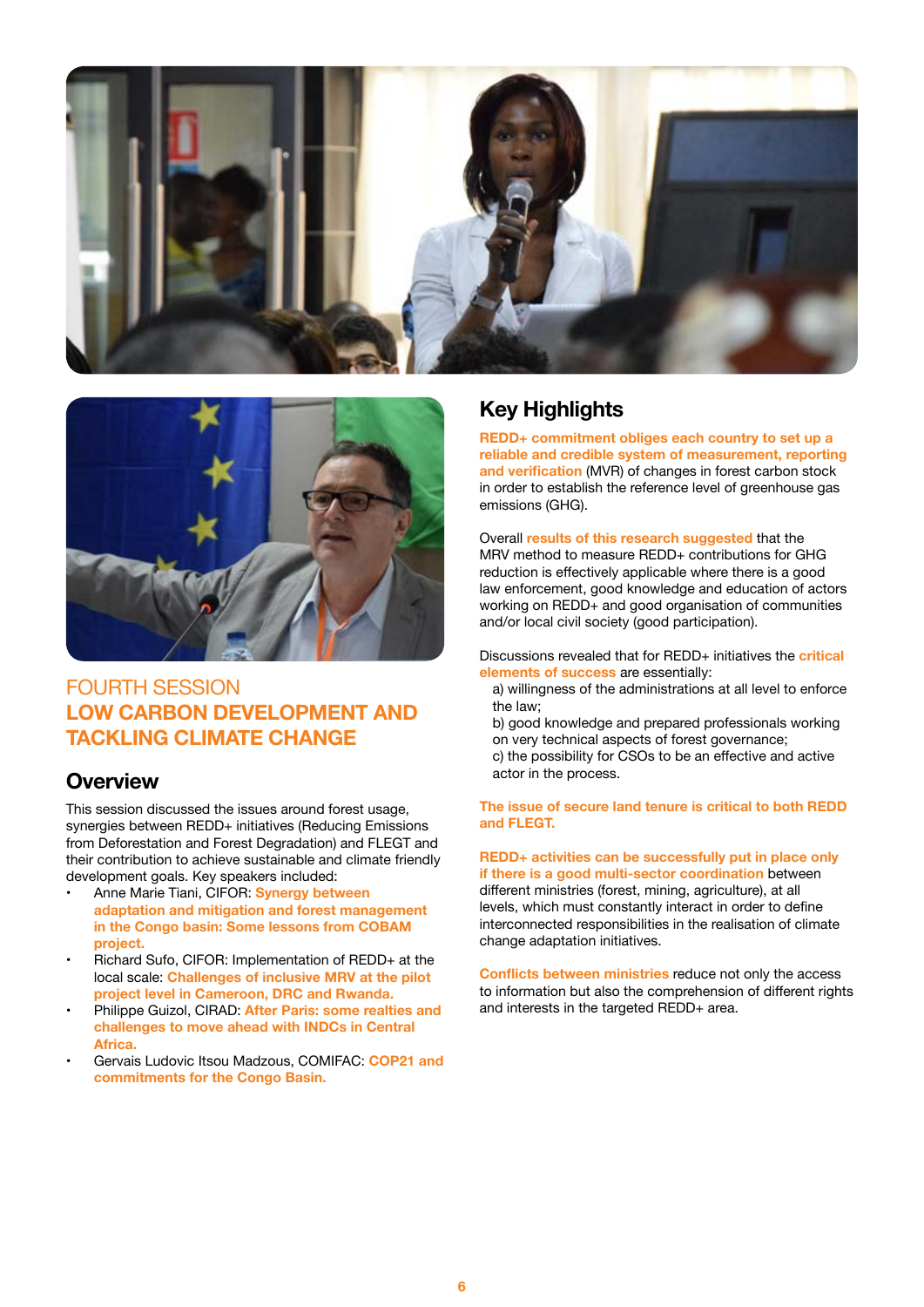## FOURTH SESSION
## LOW CARBON DEVELOPMENT AND TACKLING CLIMATE CHANGE

### Overview

This session discussed the issues around forest usage, synergies between REDD+ initiatives (Reducing Emissions from Deforestation and Forest Degradation) and FLEGT and their contribution to achieve sustainable and climate friendly development goals. Key speakers included:

- Anne Marie Tiani, CIFOR: **Synergy between adaptation and mitigation and forest management in the Congo basin: Some lessons from COBAM project.**
- Richard Sufo, CIFOR: Implementation of REDD+ at the local scale: **Challenges of inclusive MRV at the pilot project level in Cameroon, DRC and Rwanda.**
- Philippe Guizol, CIRAD: **After Paris: some realties and challenges to move ahead with INDCs in Central Africa.**
- Gervais Ludovic Itsou Madzous, COMIFAC: **COP21 and commitments for the Congo Basin.**

## Key Highlights

**REDD+ commitment obliges each country to set up a reliable and credible system of measurement, reporting and verification** (MVR) of changes in forest carbon stock in order to establish the reference level of greenhouse gas emissions (GHG).

Overall **results of this research suggested** that the MRV method to measure REDD+ contributions for GHG reduction is effectively applicable where there is a good law enforcement, good knowledge and education of actors working on REDD+ and good organisation of communities and/or local civil society (good participation).

Discussions revealed that for REDD+ initiatives the **critical elements of success** are essentially:

a) willingness of the administrations at all level to enforce the law;
b) good knowledge and prepared professionals working on very technical aspects of forest governance;
c) the possibility for CSOs to be an effective and active actor in the process.

**The issue of secure land tenure is critical to both REDD and FLEGT.**

**REDD+ activities can be successfully put in place only if there is a good multi-sector coordination** between different ministries (forest, mining, agriculture), at all levels, which must constantly interact in order to define interconnected responsibilities in the realisation of climate change adaptation initiatives.

**Conflicts between ministries** reduce not only the access to information but also the comprehension of different rights and interests in the targeted REDD+ area.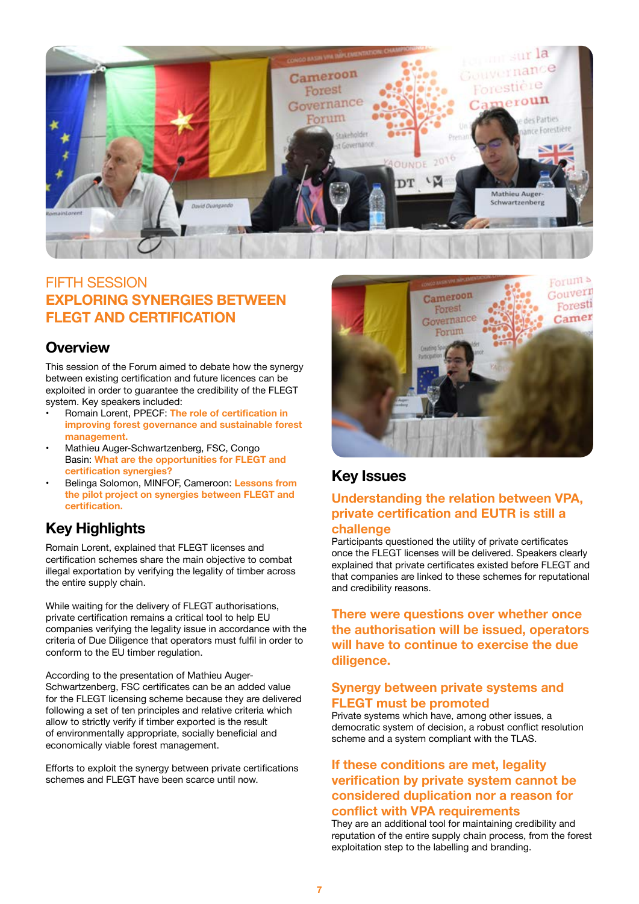## FIFTH SESSION
## EXPLORING SYNERGIES BETWEEN FLEGT AND CERTIFICATION

### Overview

This session of the Forum aimed to debate how the synergy between existing certification and future licences can be exploited in order to guarantee the credibility of the FLEGT system. Key speakers included:

- Romain Lorent, PPECF: **The role of certification in improving forest governance and sustainable forest management.**
- Mathieu Auger-Schwartzenberg, FSC, Congo Basin: **What are the opportunities for FLEGT and certification synergies?**
- Belinga Solomon, MINFOF, Cameroon: **Lessons from the pilot project on synergies between FLEGT and certification.**

### Key Highlights

Romain Lorent, explained that FLEGT licenses and certification schemes share the main objective to combat illegal exportation by verifying the legality of timber across the entire supply chain.

While waiting for the delivery of FLEGT authorisations, private certification remains a critical tool to help EU companies verifying the legality issue in accordance with the criteria of Due Diligence that operators must fulfil in order to conform to the EU timber regulation.

According to the presentation of Mathieu Auger-Schwartzenberg, FSC certificates can be an added value for the FLEGT licensing scheme because they are delivered following a set of ten principles and relative criteria which allow to strictly verify if timber exported is the result of environmentally appropriate, socially beneficial and economically viable forest management.

Efforts to exploit the synergy between private certifications schemes and FLEGT have been scarce until now.

### Key Issues

#### Understanding the relation between VPA, private certification and EUTR is still a challenge

Participants questioned the utility of private certificates once the FLEGT licenses will be delivered. Speakers clearly explained that private certificates existed before FLEGT and that companies are linked to these schemes for reputational and credibility reasons.

#### There were questions over whether once the authorisation will be issued, operators will have to continue to exercise the due diligence.

#### Synergy between private systems and FLEGT must be promoted

Private systems which have, among other issues, a democratic system of decision, a robust conflict resolution scheme and a system compliant with the TLAS.

#### If these conditions are met, legality verification by private system cannot be considered duplication nor a reason for conflict with VPA requirements

They are an additional tool for maintaining credibility and reputation of the entire supply chain process, from the forest exploitation step to the labelling and branding.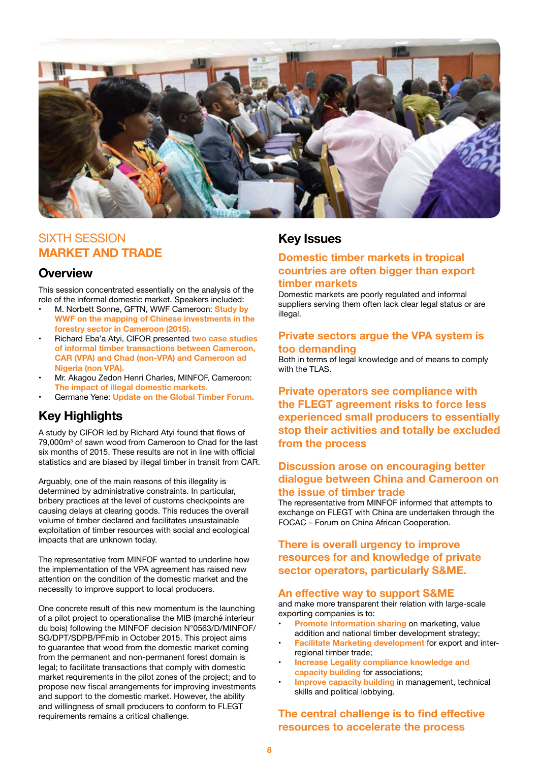# SIXTH SESSION
# MARKET AND TRADE

## Overview

This session concentrated essentially on the analysis of the role of the informal domestic market. Speakers included:

- M. Norbett Sonne, GFTN, WWF Cameroon: **Study by WWF on the mapping of Chinese investments in the forestry sector in Cameroon (2015).**
- Richard Eba'a Atyi, CIFOR presented **two case studies of informal timber transactions between Cameroon, CAR (VPA) and Chad (non-VPA) and Cameroon ad Nigeria (non VPA).**
- Mr. Akagou Zedon Henri Charles, MINFOF, Cameroon: **The impact of illegal domestic markets.**
- Germane Yene: **Update on the Global Timber Forum.**

## Key Highlights

A study by CIFOR led by Richard Atyi found that flows of 79,000m$^3$ of sawn wood from Cameroon to Chad for the last six months of 2015. These results are not in line with official statistics and are biased by illegal timber in transit from CAR.

Arguably, one of the main reasons of this illegality is determined by administrative constraints. In particular, bribery practices at the level of customs checkpoints are causing delays at clearing goods. This reduces the overall volume of timber declared and facilitates unsustainable exploitation of timber resources with social and ecological impacts that are unknown today.

The representative from MINFOF wanted to underline how the implementation of the VPA agreement has raised new attention on the condition of the domestic market and the necessity to improve support to local producers.

One concrete result of this new momentum is the launching of a pilot project to operationalise the MIB (marché interieur du bois) following the MINFOF decision N°0563/D/MINFOF/SG/DPT/SDPB/PFmib in October 2015. This project aims to guarantee that wood from the domestic market coming from the permanent and non-permanent forest domain is legal; to facilitate transactions that comply with domestic market requirements in the pilot zones of the project; and to propose new fiscal arrangements for improving investments and support to the domestic market. However, the ability and willingness of small producers to conform to FLEGT requirements remains a critical challenge.

## Key Issues

### Domestic timber markets in tropical countries are often bigger than export timber markets

Domestic markets are poorly regulated and informal suppliers serving them often lack clear legal status or are illegal.

### Private sectors argue the VPA system is too demanding

Both in terms of legal knowledge and of means to comply with the TLAS.

### Private operators see compliance with the FLEGT agreement risks to force less experienced small producers to essentially stop their activities and totally be excluded from the process

### Discussion arose on encouraging better dialogue between China and Cameroon on the issue of timber trade

The representative from MINFOF informed that attempts to exchange on FLEGT with China are undertaken through the FOCAC – Forum on China African Cooperation.

### There is overall urgency to improve resources for and knowledge of private sector operators, particularly S&ME.

### An effective way to support S&ME

and make more transparent their relation with large-scale exporting companies is to:

- **Promote Information sharing** on marketing, value addition and national timber development strategy;
- **Facilitate Marketing development** for export and inter-regional timber trade;
- **Increase Legality compliance knowledge and capacity building** for associations;
- **Improve capacity building** in management, technical skills and political lobbying.

### The central challenge is to find effective resources to accelerate the process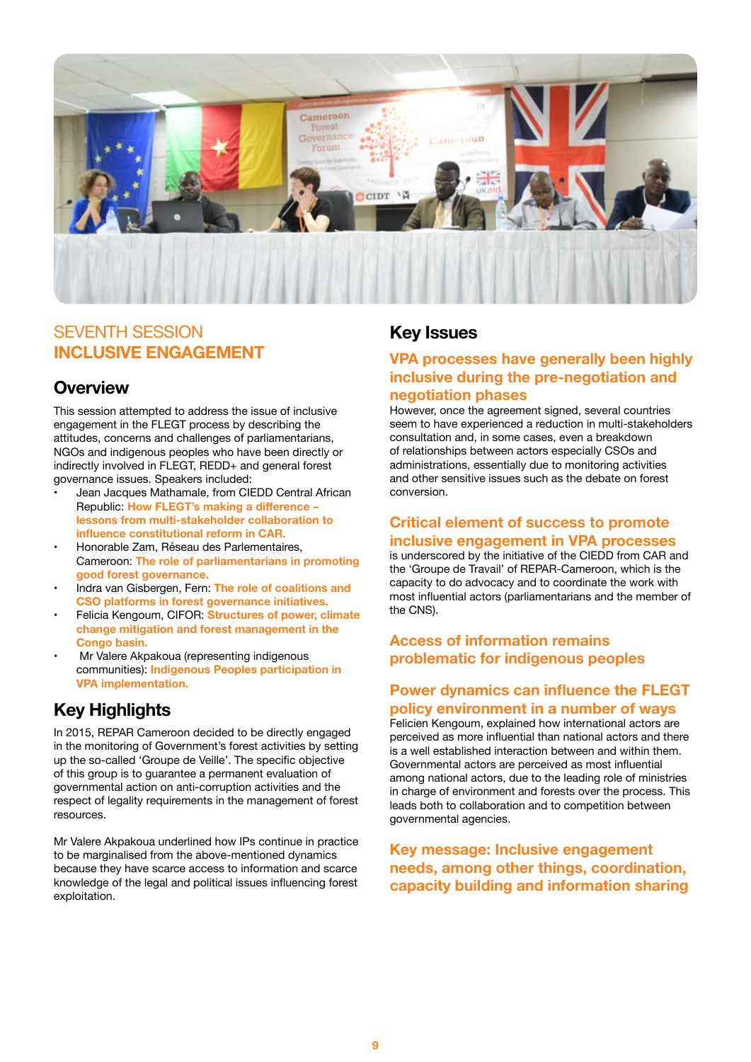# SEVENTH SESSION
# INCLUSIVE ENGAGEMENT

## Overview

This session attempted to address the issue of inclusive engagement in the FLEGT process by describing the attitudes, concerns and challenges of parliamentarians, NGOs and indigenous peoples who have been directly or indirectly involved in FLEGT, REDD+ and general forest governance issues. Speakers included:

- Jean Jacques Mathamale, from CIEDD Central African Republic: **How FLEGT's making a difference – lessons from multi-stakeholder collaboration to influence constitutional reform in CAR.**
- Honorable Zam, Réseau des Parlementaires, Cameroon: **The role of parliamentarians in promoting good forest governance.**
- Indra van Gisbergen, Fern: **The role of coalitions and CSO platforms in forest governance initiatives.**
- Felicia Kengoum, CIFOR: **Structures of power, climate change mitigation and forest management in the Congo basin.**
- Mr Valere Akpakoua (representing indigenous communities): **Indigenous Peoples participation in VPA implementation.**

## Key Highlights

In 2015, REPAR Cameroon decided to be directly engaged in the monitoring of Government's forest activities by setting up the so-called 'Groupe de Veille'. The specific objective of this group is to guarantee a permanent evaluation of governmental action on anti-corruption activities and the respect of legality requirements in the management of forest resources.

Mr Valere Akpakoua underlined how IPs continue in practice to be marginalised from the above-mentioned dynamics because they have scarce access to information and scarce knowledge of the legal and political issues influencing forest exploitation.

## Key Issues

### VPA processes have generally been highly inclusive during the pre-negotiation and negotiation phases

However, once the agreement signed, several countries seem to have experienced a reduction in multi-stakeholders consultation and, in some cases, even a breakdown of relationships between actors especially CSOs and administrations, essentially due to monitoring activities and other sensitive issues such as the debate on forest conversion.

### Critical element of success to promote inclusive engagement in VPA processes

is underscored by the initiative of the CIEDD from CAR and the 'Groupe de Travail' of REPAR-Cameroon, which is the capacity to do advocacy and to coordinate the work with most influential actors (parliamentarians and the member of the CNS).

### Access of information remains problematic for indigenous peoples

### Power dynamics can influence the FLEGT policy environment in a number of ways

Felicien Kengoum, explained how international actors are perceived as more influential than national actors and there is a well established interaction between and within them. Governmental actors are perceived as most influential among national actors, due to the leading role of ministries in charge of environment and forests over the process. This leads both to collaboration and to competition between governmental agencies.

### Key message: Inclusive engagement needs, among other things, coordination, capacity building and information sharing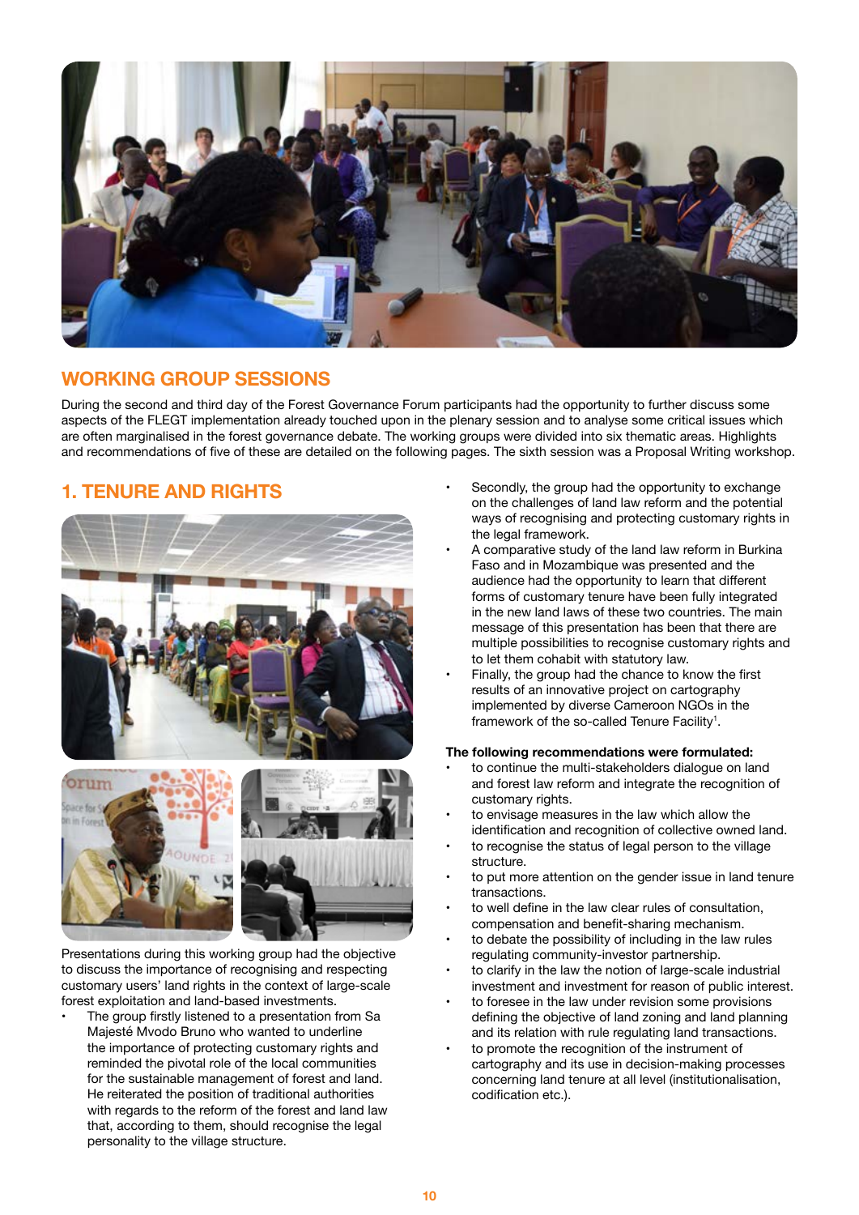## WORKING GROUP SESSIONS

During the second and third day of the Forest Governance Forum participants had the opportunity to further discuss some aspects of the FLEGT implementation already touched upon in the plenary session and to analyse some critical issues which are often marginalised in the forest governance debate. The working groups were divided into six thematic areas. Highlights and recommendations of five of these are detailed on the following pages. The sixth session was a Proposal Writing workshop.

## 1. TENURE AND RIGHTS

Presentations during this working group had the objective to discuss the importance of recognising and respecting customary users' land rights in the context of large-scale forest exploitation and land-based investments.

- The group firstly listened to a presentation from Sa Majesté Mvodo Bruno who wanted to underline the importance of protecting customary rights and reminded the pivotal role of the local communities for the sustainable management of forest and land. He reiterated the position of traditional authorities with regards to the reform of the forest and land law that, according to them, should recognise the legal personality to the village structure.
- Secondly, the group had the opportunity to exchange on the challenges of land law reform and the potential ways of recognising and protecting customary rights in the legal framework.
- A comparative study of the land law reform in Burkina Faso and in Mozambique was presented and the audience had the opportunity to learn that different forms of customary tenure have been fully integrated in the new land laws of these two countries. The main message of this presentation has been that there are multiple possibilities to recognise customary rights and to let them cohabit with statutory law.
- Finally, the group had the chance to know the first results of an innovative project on cartography implemented by diverse Cameroon NGOs in the framework of the so-called Tenure Facility[1].

**The following recommendations were formulated:**

- to continue the multi-stakeholders dialogue on land and forest law reform and integrate the recognition of customary rights.
- to envisage measures in the law which allow the identification and recognition of collective owned land.
- to recognise the status of legal person to the village structure.
- to put more attention on the gender issue in land tenure transactions.
- to well define in the law clear rules of consultation, compensation and benefit-sharing mechanism.
- to debate the possibility of including in the law rules regulating community-investor partnership.
- to clarify in the law the notion of large-scale industrial investment and investment for reason of public interest.
- to foresee in the law under revision some provisions defining the objective of land zoning and land planning and its relation with rule regulating land transactions.
- to promote the recognition of the instrument of cartography and its use in decision-making processes concerning land tenure at all level (institutionalisation, codification etc.).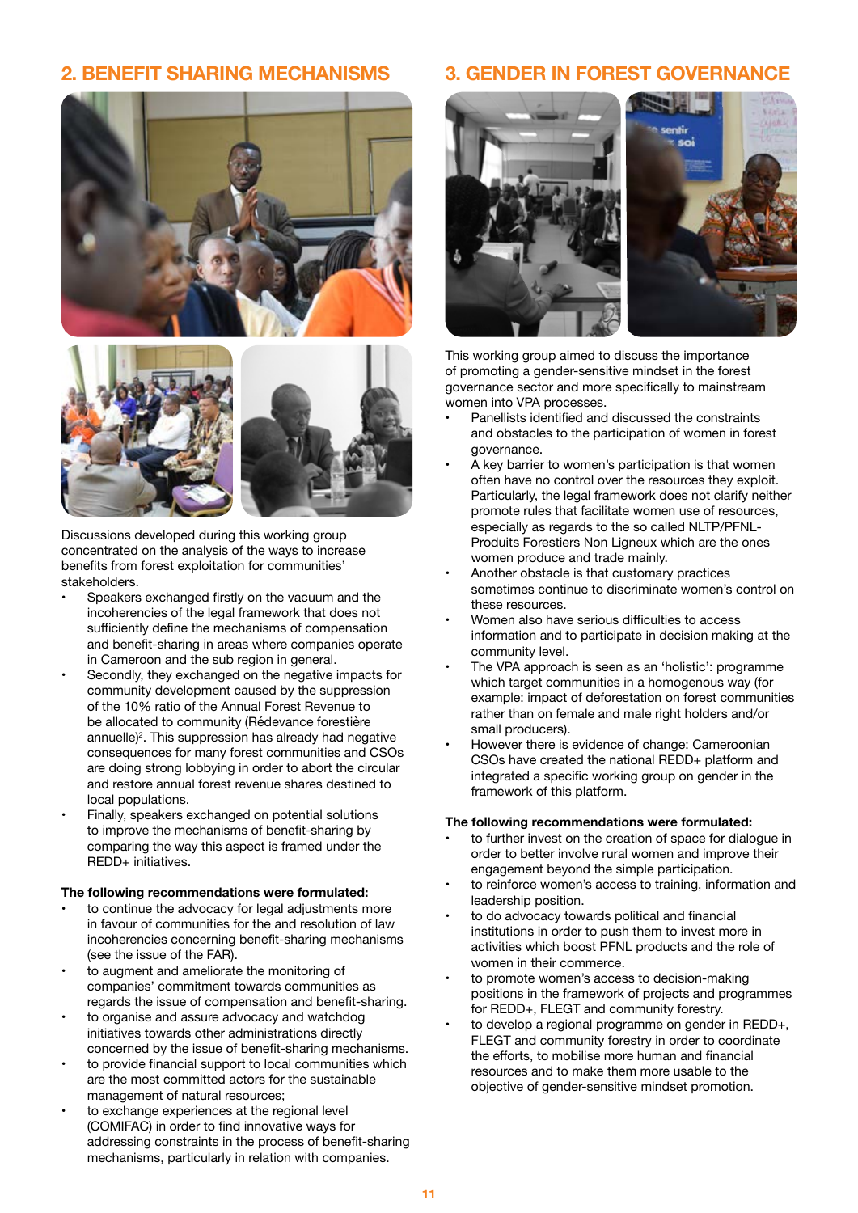## 2. BENEFIT SHARING MECHANISMS

Discussions developed during this working group concentrated on the analysis of the ways to increase benefits from forest exploitation for communities' stakeholders.

- Speakers exchanged firstly on the vacuum and the incoherencies of the legal framework that does not sufficiently define the mechanisms of compensation and benefit-sharing in areas where companies operate in Cameroon and the sub region in general.
- Secondly, they exchanged on the negative impacts for community development caused by the suppression of the 10% ratio of the Annual Forest Revenue to be allocated to community (Rédevance forestière annuelle)[2]. This suppression has already had negative consequences for many forest communities and CSOs are doing strong lobbying in order to abort the circular and restore annual forest revenue shares destined to local populations.
- Finally, speakers exchanged on potential solutions to improve the mechanisms of benefit-sharing by comparing the way this aspect is framed under the REDD+ initiatives.

**The following recommendations were formulated:**

- to continue the advocacy for legal adjustments more in favour of communities for the and resolution of law incoherencies concerning benefit-sharing mechanisms (see the issue of the FAR).
- to augment and ameliorate the monitoring of companies' commitment towards communities as regards the issue of compensation and benefit-sharing.
- to organise and assure advocacy and watchdog initiatives towards other administrations directly concerned by the issue of benefit-sharing mechanisms.
- to provide financial support to local communities which are the most committed actors for the sustainable management of natural resources;
- to exchange experiences at the regional level (COMIFAC) in order to find innovative ways for addressing constraints in the process of benefit-sharing mechanisms, particularly in relation with companies.

## 3. GENDER IN FOREST GOVERNANCE

This working group aimed to discuss the importance of promoting a gender-sensitive mindset in the forest governance sector and more specifically to mainstream women into VPA processes.

- Panellists identified and discussed the constraints and obstacles to the participation of women in forest governance.
- A key barrier to women's participation is that women often have no control over the resources they exploit. Particularly, the legal framework does not clarify neither promote rules that facilitate women use of resources, especially as regards to the so called NLTP/PFNL-Produits Forestiers Non Ligneux which are the ones women produce and trade mainly.
- Another obstacle is that customary practices sometimes continue to discriminate women's control on these resources.
- Women also have serious difficulties to access information and to participate in decision making at the community level.
- The VPA approach is seen as an 'holistic': programme which target communities in a homogenous way (for example: impact of deforestation on forest communities rather than on female and male right holders and/or small producers).
- However there is evidence of change: Cameroonian CSOs have created the national REDD+ platform and integrated a specific working group on gender in the framework of this platform.

**The following recommendations were formulated:**

- to further invest on the creation of space for dialogue in order to better involve rural women and improve their engagement beyond the simple participation.
- to reinforce women's access to training, information and leadership position.
- to do advocacy towards political and financial institutions in order to push them to invest more in activities which boost PFNL products and the role of women in their commerce.
- to promote women's access to decision-making positions in the framework of projects and programmes for REDD+, FLEGT and community forestry.
- to develop a regional programme on gender in REDD+, FLEGT and community forestry in order to coordinate the efforts, to mobilise more human and financial resources and to make them more usable to the objective of gender-sensitive mindset promotion.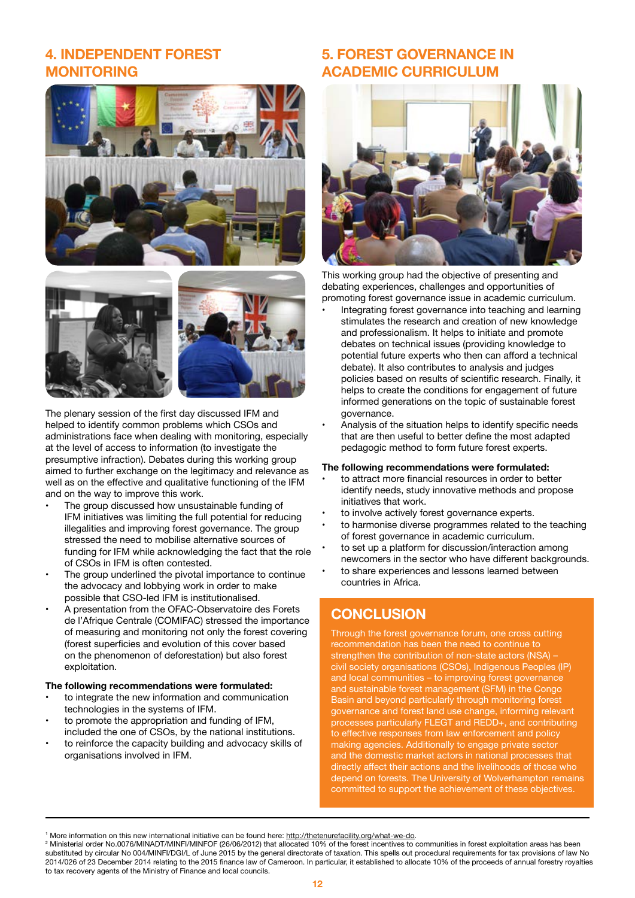## 4. INDEPENDENT FOREST MONITORING

The plenary session of the first day discussed IFM and helped to identify common problems which CSOs and administrations face when dealing with monitoring, especially at the level of access to information (to investigate the presumptive infraction). Debates during this working group aimed to further exchange on the legitimacy and relevance as well as on the effective and qualitative functioning of the IFM and on the way to improve this work.

- The group discussed how unsustainable funding of IFM initiatives was limiting the full potential for reducing illegalities and improving forest governance. The group stressed the need to mobilise alternative sources of funding for IFM while acknowledging the fact that the role of CSOs in IFM is often contested.
- The group underlined the pivotal importance to continue the advocacy and lobbying work in order to make possible that CSO-led IFM is institutionalised.
- A presentation from the OFAC-Observatoire des Forets de l'Afrique Centrale (COMIFAC) stressed the importance of measuring and monitoring not only the forest covering (forest superficies and evolution of this cover based on the phenomenon of deforestation) but also forest exploitation.

**The following recommendations were formulated:**

- to integrate the new information and communication technologies in the systems of IFM.
- to promote the appropriation and funding of IFM, included the one of CSOs, by the national institutions.
- to reinforce the capacity building and advocacy skills of organisations involved in IFM.

## 5. FOREST GOVERNANCE IN ACADEMIC CURRICULUM

This working group had the objective of presenting and debating experiences, challenges and opportunities of promoting forest governance issue in academic curriculum.

- Integrating forest governance into teaching and learning stimulates the research and creation of new knowledge and professionalism. It helps to initiate and promote debates on technical issues (providing knowledge to potential future experts who then can afford a technical debate). It also contributes to analysis and judges policies based on results of scientific research. Finally, it helps to create the conditions for engagement of future informed generations on the topic of sustainable forest governance.
- Analysis of the situation helps to identify specific needs that are then useful to better define the most adapted pedagogic method to form future forest experts.

**The following recommendations were formulated:**

- to attract more financial resources in order to better identify needs, study innovative methods and propose initiatives that work.
- to involve actively forest governance experts.
- to harmonise diverse programmes related to the teaching of forest governance in academic curriculum.
- to set up a platform for discussion/interaction among newcomers in the sector who have different backgrounds.
- to share experiences and lessons learned between countries in Africa.

## CONCLUSION

Through the forest governance forum, one cross cutting recommendation has been the need to continue to strengthen the contribution of non-state actors (NSA) – civil society organisations (CSOs), Indigenous Peoples (IP) and local communities – to improving forest governance and sustainable forest management (SFM) in the Congo Basin and beyond particularly through monitoring forest governance and forest land use change, informing relevant processes particularly FLEGT and REDD+, and contributing to effective responses from law enforcement and policy making agencies. Additionally to engage private sector and the domestic market actors in national processes that directly affect their actions and the livelihoods of those who depend on forests. The University of Wolverhampton remains committed to support the achievement of these objectives.

---

[1] More information on this new international initiative can be found here: http://thetenurefacility.org/what-we-do.

[2] Ministerial order No.0076/MINADT/MINFI/MINFOF (26/06/2012) that allocated 10% of the forest incentives to communities in forest exploitation areas has been substituted by circular No 004/MINFI/DGI/L of June 2015 by the general directorate of taxation. This spells out procedural requirements for tax provisions of law No 2014/026 of 23 December 2014 relating to the 2015 finance law of Cameroon. In particular, it established to allocate 10% of the proceeds of annual forestry royalties to tax recovery agents of the Ministry of Finance and local councils.